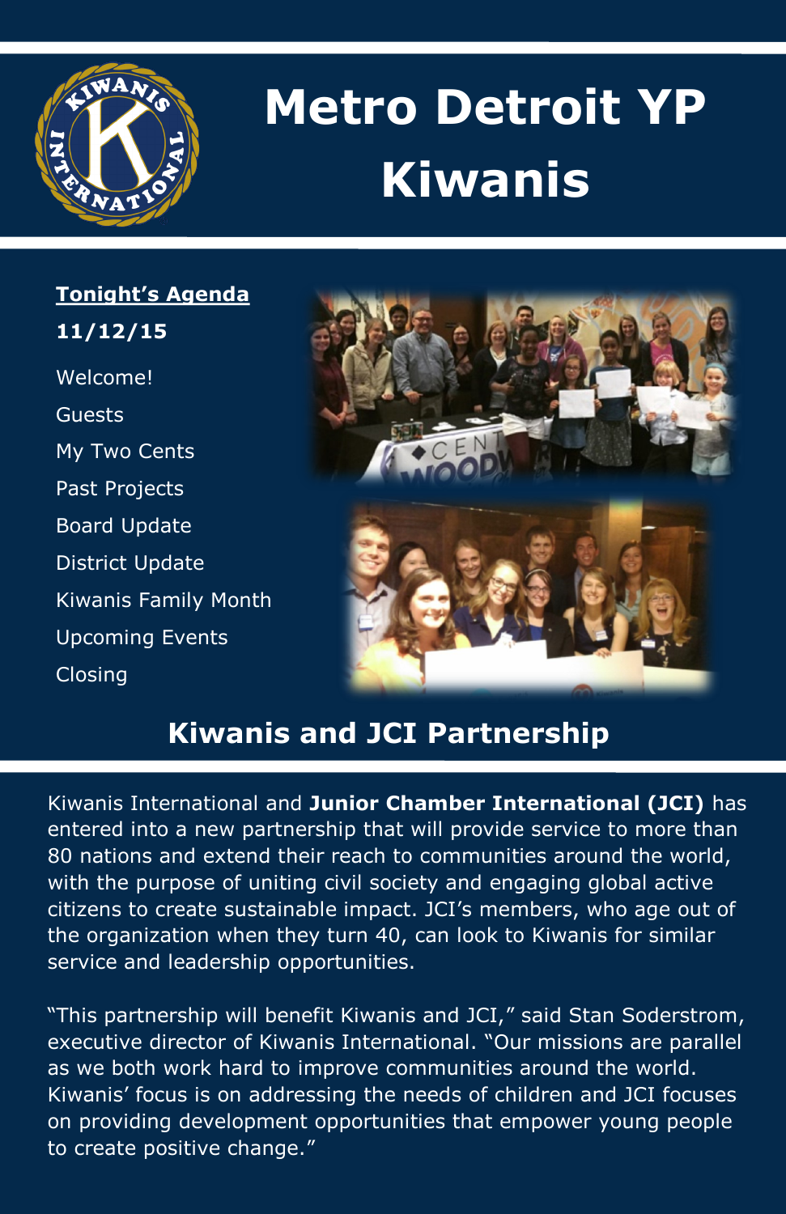# Metro Detroit YP Kiwanis

**Tonight's Agenda**

**11/12/15**

- Welcome!
- Guests
- My Two Cents
- Past Projects
- Board Update
- District Update
- Kiwanis Family Month
- Upcoming Events
- Closing

## Kiwanis and JCI Partnership

Kiwanis International and **Junior Chamber International (JCI)** has entered into a new partnership that will provide service to more than 80 nations and extend their reach to communities around the world, with the purpose of uniting civil society and engaging global active citizens to create sustainable impact. JCI's members, who age out of the organization when they turn 40, can look to Kiwanis for similar service and leadership opportunities.

"This partnership will benefit Kiwanis and JCI," said Stan Soderstrom, executive director of Kiwanis International. "Our missions are parallel as we both work hard to improve communities around the world. Kiwanis' focus is on addressing the needs of children and JCI focuses on providing development opportunities that empower young people to create positive change."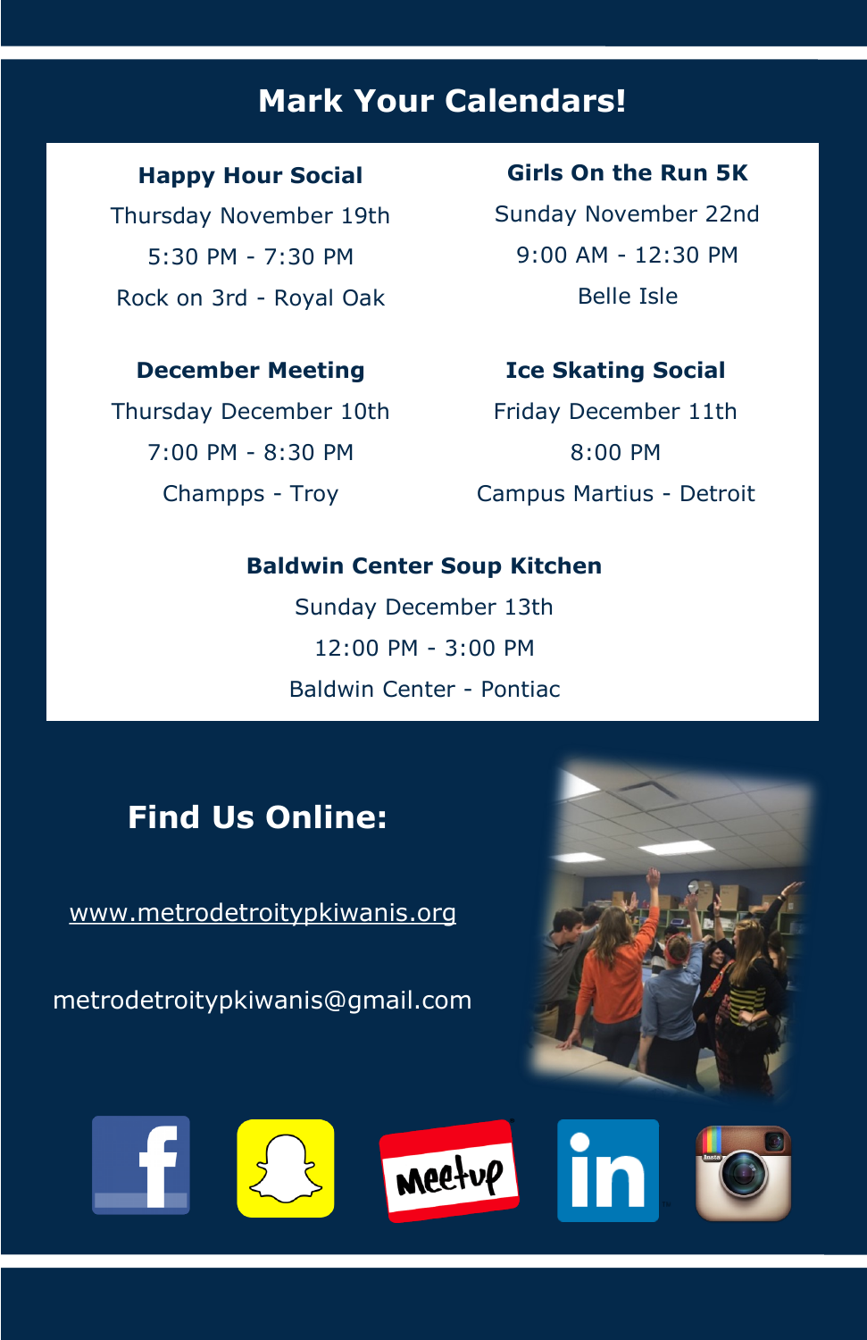## Mark Your Calendars!

**Happy Hour Social**
Thursday November 19th
5:30 PM - 7:30 PM
Rock on 3rd - Royal Oak

**Girls On the Run 5K**
Sunday November 22nd
9:00 AM - 12:30 PM
Belle Isle

**December Meeting**
Thursday December 10th
7:00 PM - 8:30 PM
Champps - Troy

**Ice Skating Social**
Friday December 11th
8:00 PM
Campus Martius - Detroit

**Baldwin Center Soup Kitchen**
Sunday December 13th
12:00 PM - 3:00 PM
Baldwin Center - Pontiac

## Find Us Online:

www.metrodetroitypkiwanis.org

metrodetroitypkiwanis@gmail.com